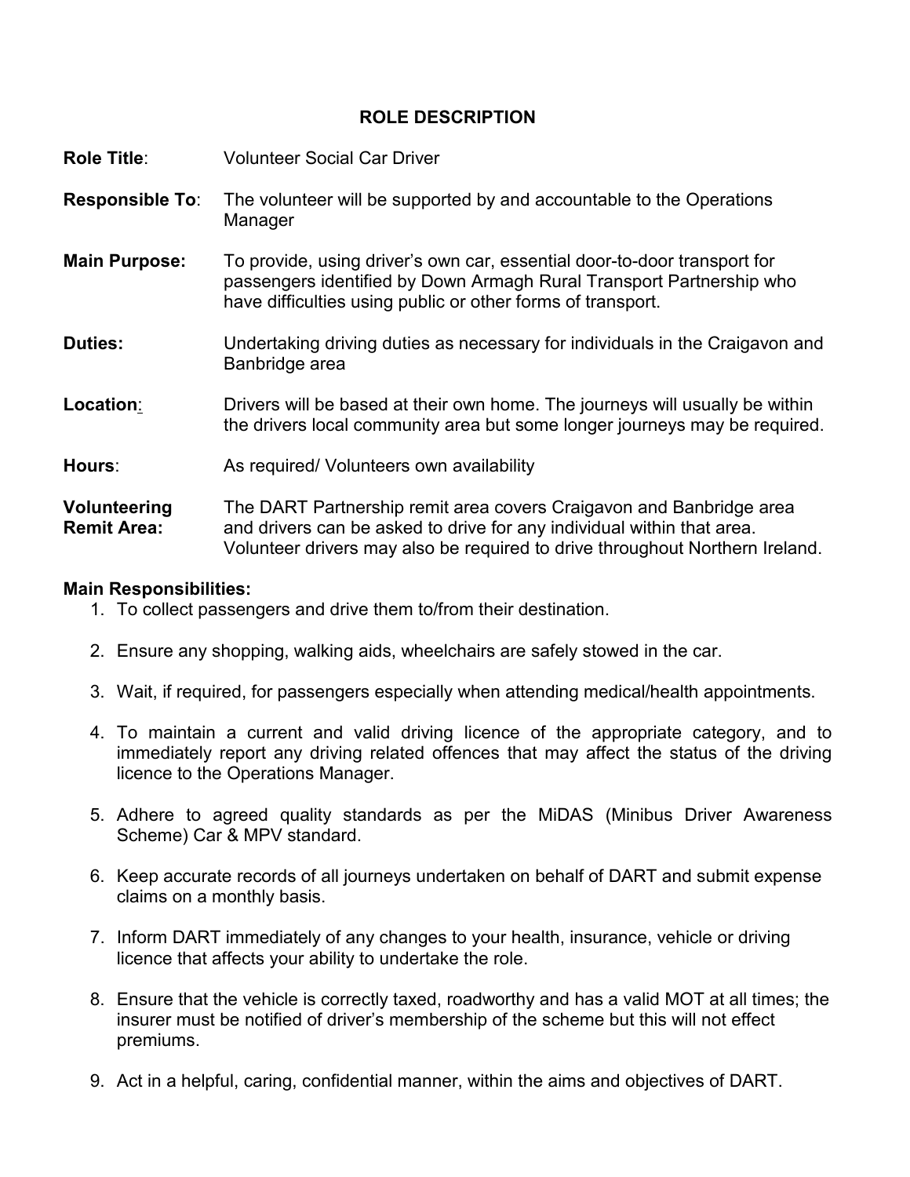# ROLE DESCRIPTION

**Role Title**: Volunteer Social Car Driver

**Responsible To**: The volunteer will be supported by and accountable to the Operations Manager

**Main Purpose:** To provide, using driver's own car, essential door-to-door transport for passengers identified by Down Armagh Rural Transport Partnership who have difficulties using public or other forms of transport.

**Duties:** Undertaking driving duties as necessary for individuals in the Craigavon and Banbridge area

**Location**: Drivers will be based at their own home. The journeys will usually be within the drivers local community area but some longer journeys may be required.

**Hours**: As required/ Volunteers own availability

**Volunteering Remit Area:** The DART Partnership remit area covers Craigavon and Banbridge area and drivers can be asked to drive for any individual within that area. Volunteer drivers may also be required to drive throughout Northern Ireland.

**Main Responsibilities:**

1. To collect passengers and drive them to/from their destination.
2. Ensure any shopping, walking aids, wheelchairs are safely stowed in the car.
3. Wait, if required, for passengers especially when attending medical/health appointments.
4. To maintain a current and valid driving licence of the appropriate category, and to immediately report any driving related offences that may affect the status of the driving licence to the Operations Manager.
5. Adhere to agreed quality standards as per the MiDAS (Minibus Driver Awareness Scheme) Car & MPV standard.
6. Keep accurate records of all journeys undertaken on behalf of DART and submit expense claims on a monthly basis.
7. Inform DART immediately of any changes to your health, insurance, vehicle or driving licence that affects your ability to undertake the role.
8. Ensure that the vehicle is correctly taxed, roadworthy and has a valid MOT at all times; the insurer must be notified of driver's membership of the scheme but this will not effect premiums.
9. Act in a helpful, caring, confidential manner, within the aims and objectives of DART.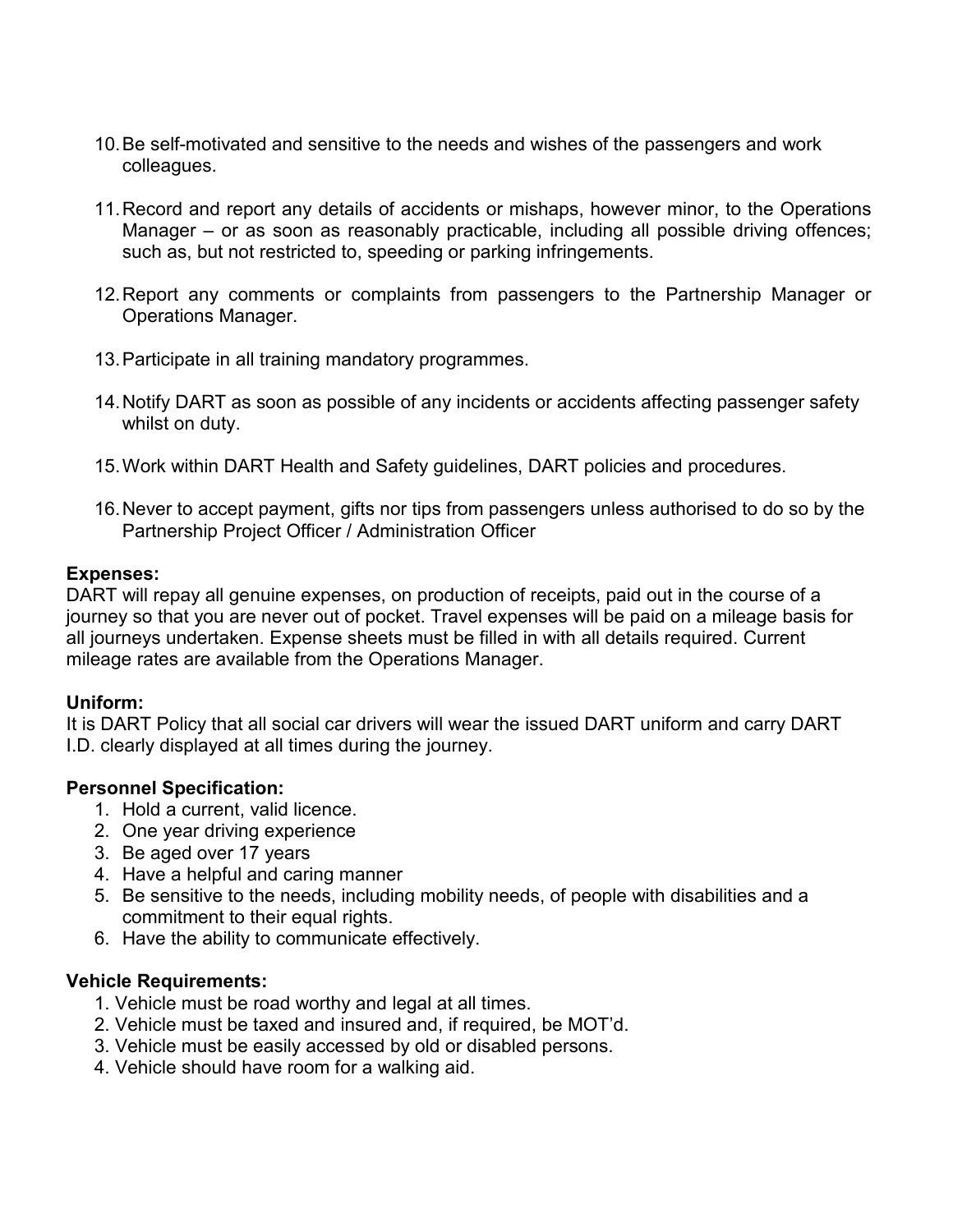10. Be self-motivated and sensitive to the needs and wishes of the passengers and work colleagues.

11. Record and report any details of accidents or mishaps, however minor, to the Operations Manager – or as soon as reasonably practicable, including all possible driving offences; such as, but not restricted to, speeding or parking infringements.

12. Report any comments or complaints from passengers to the Partnership Manager or Operations Manager.

13. Participate in all training mandatory programmes.

14. Notify DART as soon as possible of any incidents or accidents affecting passenger safety whilst on duty.

15. Work within DART Health and Safety guidelines, DART policies and procedures.

16. Never to accept payment, gifts nor tips from passengers unless authorised to do so by the Partnership Project Officer / Administration Officer

**Expenses:**
DART will repay all genuine expenses, on production of receipts, paid out in the course of a journey so that you are never out of pocket. Travel expenses will be paid on a mileage basis for all journeys undertaken. Expense sheets must be filled in with all details required. Current mileage rates are available from the Operations Manager.

**Uniform:**
It is DART Policy that all social car drivers will wear the issued DART uniform and carry DART I.D. clearly displayed at all times during the journey.

**Personnel Specification:**

1. Hold a current, valid licence.
2. One year driving experience
3. Be aged over 17 years
4. Have a helpful and caring manner
5. Be sensitive to the needs, including mobility needs, of people with disabilities and a commitment to their equal rights.
6. Have the ability to communicate effectively.

**Vehicle Requirements:**

1. Vehicle must be road worthy and legal at all times.
2. Vehicle must be taxed and insured and, if required, be MOT'd.
3. Vehicle must be easily accessed by old or disabled persons.
4. Vehicle should have room for a walking aid.